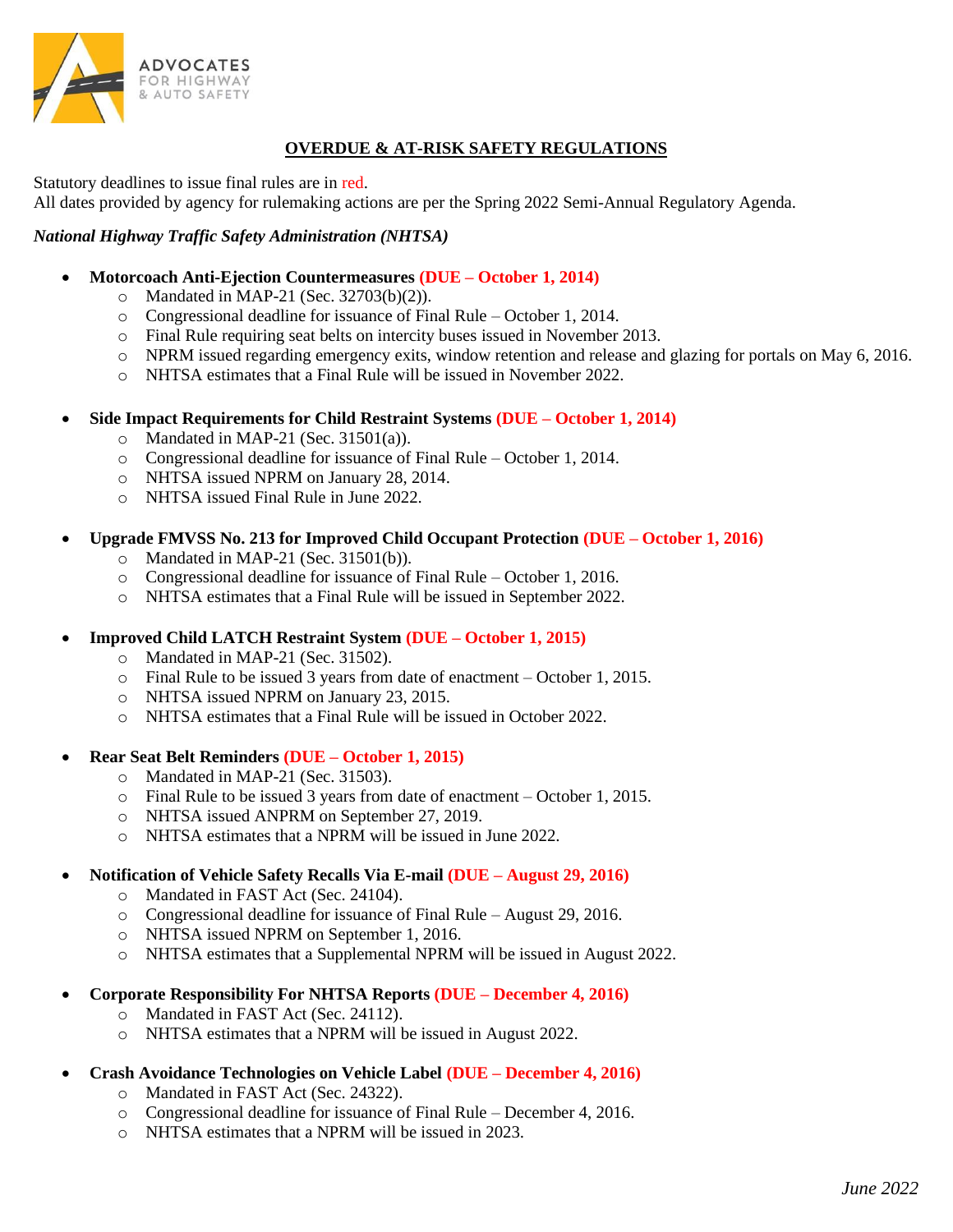ADVOCATES FOR HIGHWAY & AUTO SAFETY

# OVERDUE & AT-RISK SAFETY REGULATIONS

Statutory deadlines to issue final rules are in red.
All dates provided by agency for rulemaking actions are per the Spring 2022 Semi-Annual Regulatory Agenda.

***National Highway Traffic Safety Administration (NHTSA)***

- **Motorcoach Anti-Ejection Countermeasures (DUE – October 1, 2014)**
  - Mandated in MAP-21 (Sec. 32703(b)(2)).
  - Congressional deadline for issuance of Final Rule – October 1, 2014.
  - Final Rule requiring seat belts on intercity buses issued in November 2013.
  - NPRM issued regarding emergency exits, window retention and release and glazing for portals on May 6, 2016.
  - NHTSA estimates that a Final Rule will be issued in November 2022.

- **Side Impact Requirements for Child Restraint Systems (DUE – October 1, 2014)**
  - Mandated in MAP-21 (Sec. 31501(a)).
  - Congressional deadline for issuance of Final Rule – October 1, 2014.
  - NHTSA issued NPRM on January 28, 2014.
  - NHTSA issued Final Rule in June 2022.

- **Upgrade FMVSS No. 213 for Improved Child Occupant Protection (DUE – October 1, 2016)**
  - Mandated in MAP-21 (Sec. 31501(b)).
  - Congressional deadline for issuance of Final Rule – October 1, 2016.
  - NHTSA estimates that a Final Rule will be issued in September 2022.

- **Improved Child LATCH Restraint System (DUE – October 1, 2015)**
  - Mandated in MAP-21 (Sec. 31502).
  - Final Rule to be issued 3 years from date of enactment – October 1, 2015.
  - NHTSA issued NPRM on January 23, 2015.
  - NHTSA estimates that a Final Rule will be issued in October 2022.

- **Rear Seat Belt Reminders (DUE – October 1, 2015)**
  - Mandated in MAP-21 (Sec. 31503).
  - Final Rule to be issued 3 years from date of enactment – October 1, 2015.
  - NHTSA issued ANPRM on September 27, 2019.
  - NHTSA estimates that a NPRM will be issued in June 2022.

- **Notification of Vehicle Safety Recalls Via E-mail (DUE – August 29, 2016)**
  - Mandated in FAST Act (Sec. 24104).
  - Congressional deadline for issuance of Final Rule – August 29, 2016.
  - NHTSA issued NPRM on September 1, 2016.
  - NHTSA estimates that a Supplemental NPRM will be issued in August 2022.

- **Corporate Responsibility For NHTSA Reports (DUE – December 4, 2016)**
  - Mandated in FAST Act (Sec. 24112).
  - NHTSA estimates that a NPRM will be issued in August 2022.

- **Crash Avoidance Technologies on Vehicle Label (DUE – December 4, 2016)**
  - Mandated in FAST Act (Sec. 24322).
  - Congressional deadline for issuance of Final Rule – December 4, 2016.
  - NHTSA estimates that a NPRM will be issued in 2023.

*June 2022*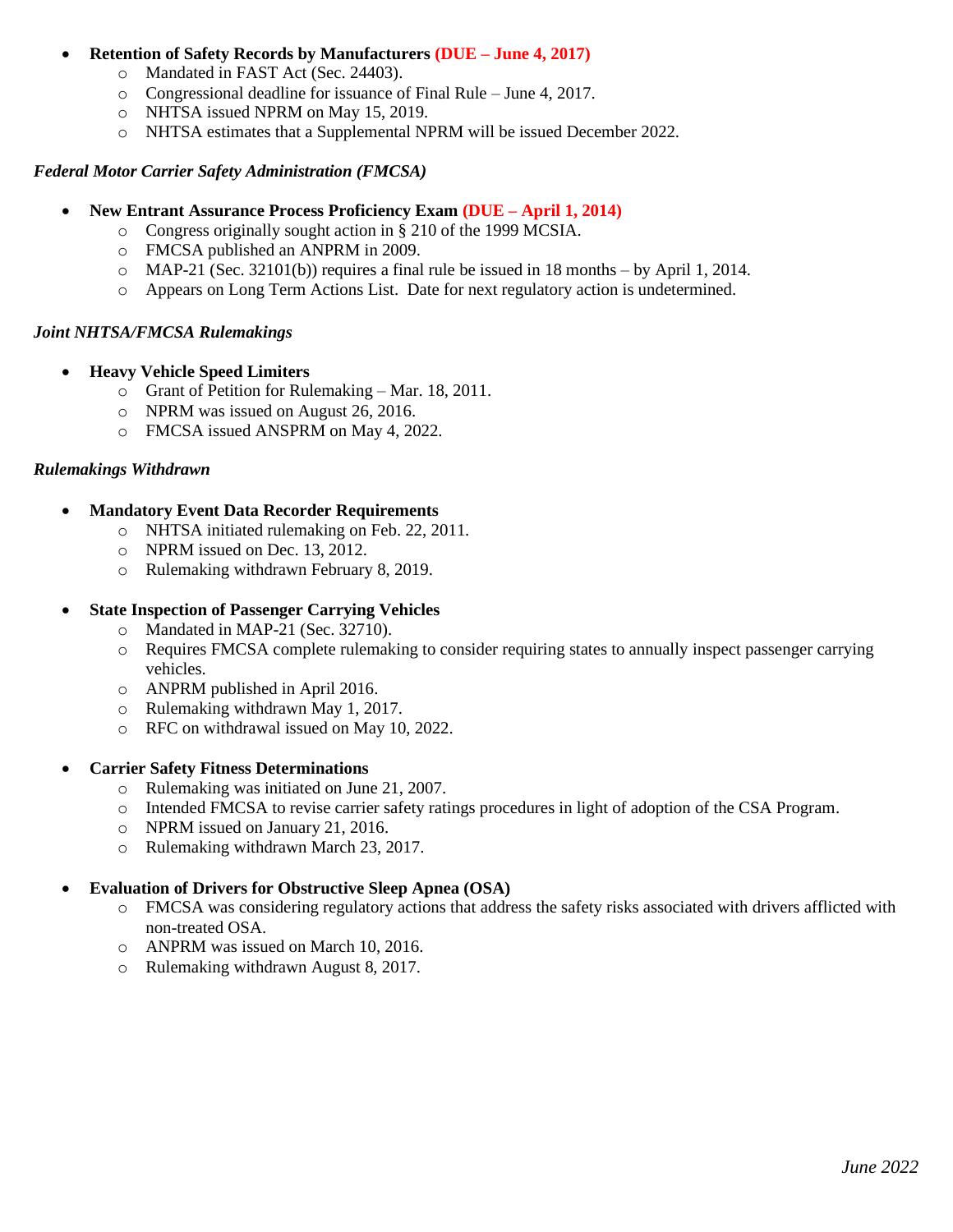- **Retention of Safety Records by Manufacturers (DUE – June 4, 2017)**
  - Mandated in FAST Act (Sec. 24403).
  - Congressional deadline for issuance of Final Rule – June 4, 2017.
  - NHTSA issued NPRM on May 15, 2019.
  - NHTSA estimates that a Supplemental NPRM will be issued December 2022.

***Federal Motor Carrier Safety Administration (FMCSA)***

- **New Entrant Assurance Process Proficiency Exam (DUE – April 1, 2014)**
  - Congress originally sought action in § 210 of the 1999 MCSIA.
  - FMCSA published an ANPRM in 2009.
  - MAP-21 (Sec. 32101(b)) requires a final rule be issued in 18 months – by April 1, 2014.
  - Appears on Long Term Actions List. Date for next regulatory action is undetermined.

***Joint NHTSA/FMCSA Rulemakings***

- **Heavy Vehicle Speed Limiters**
  - Grant of Petition for Rulemaking – Mar. 18, 2011.
  - NPRM was issued on August 26, 2016.
  - FMCSA issued ANSPRM on May 4, 2022.

***Rulemakings Withdrawn***

- **Mandatory Event Data Recorder Requirements**
  - NHTSA initiated rulemaking on Feb. 22, 2011.
  - NPRM issued on Dec. 13, 2012.
  - Rulemaking withdrawn February 8, 2019.

- **State Inspection of Passenger Carrying Vehicles**
  - Mandated in MAP-21 (Sec. 32710).
  - Requires FMCSA complete rulemaking to consider requiring states to annually inspect passenger carrying vehicles.
  - ANPRM published in April 2016.
  - Rulemaking withdrawn May 1, 2017.
  - RFC on withdrawal issued on May 10, 2022.

- **Carrier Safety Fitness Determinations**
  - Rulemaking was initiated on June 21, 2007.
  - Intended FMCSA to revise carrier safety ratings procedures in light of adoption of the CSA Program.
  - NPRM issued on January 21, 2016.
  - Rulemaking withdrawn March 23, 2017.

- **Evaluation of Drivers for Obstructive Sleep Apnea (OSA)**
  - FMCSA was considering regulatory actions that address the safety risks associated with drivers afflicted with non-treated OSA.
  - ANPRM was issued on March 10, 2016.
  - Rulemaking withdrawn August 8, 2017.

*June 2022*